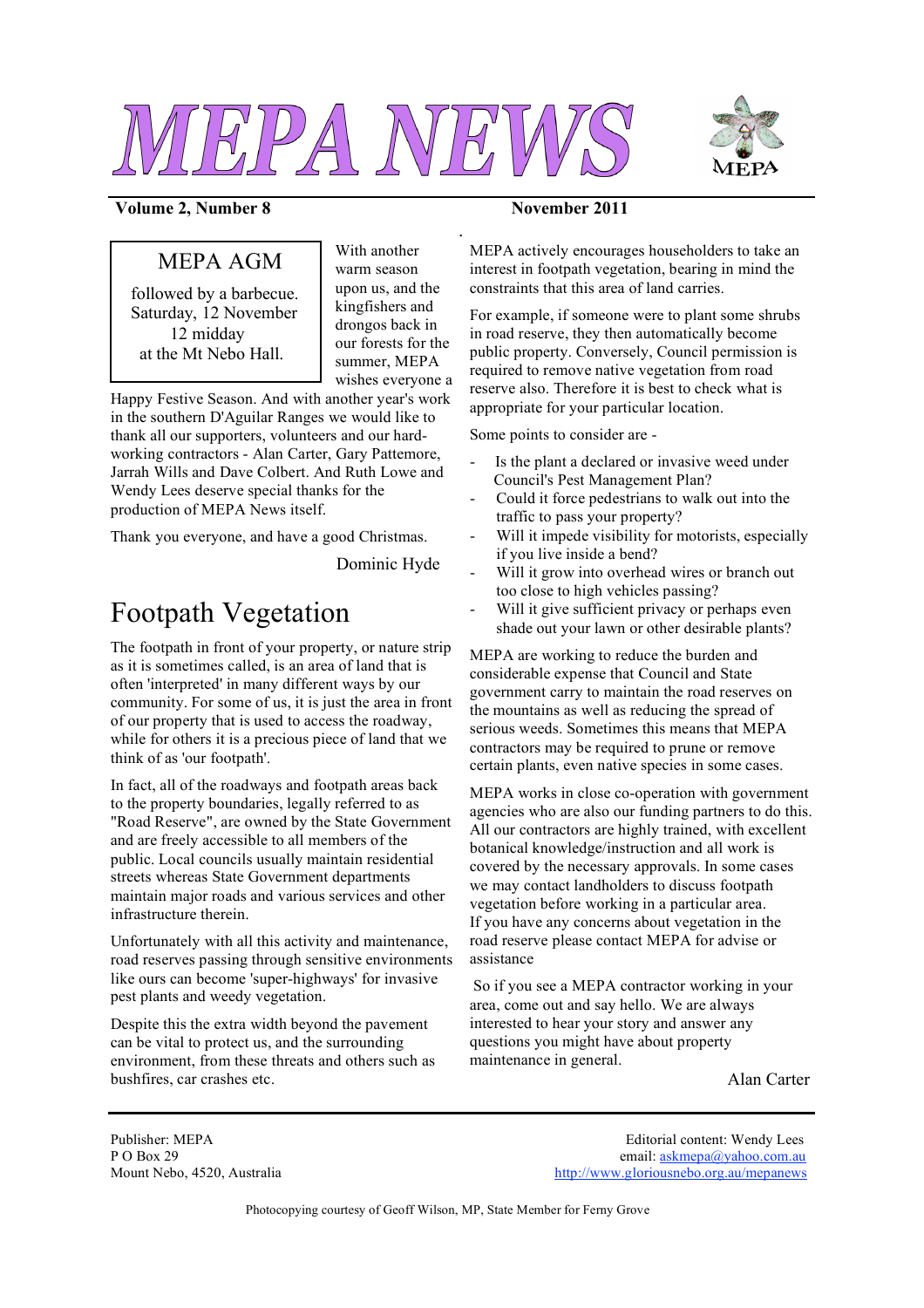# MEPA NEWS

**Volume 2, Number 8** **November 2011**

MEPA AGM

followed by a barbecue.
Saturday, 12 November
12 midday
at the Mt Nebo Hall.

With another warm season upon us, and the kingfishers and drongos back in our forests for the summer, MEPA wishes everyone a Happy Festive Season. And with another year's work in the southern D'Aguilar Ranges we would like to thank all our supporters, volunteers and our hard-working contractors - Alan Carter, Gary Pattemore, Jarrah Wills and Dave Colbert. And Ruth Lowe and Wendy Lees deserve special thanks for the production of MEPA News itself.

Thank you everyone, and have a good Christmas.

Dominic Hyde

# Footpath Vegetation

The footpath in front of your property, or nature strip as it is sometimes called, is an area of land that is often 'interpreted' in many different ways by our community. For some of us, it is just the area in front of our property that is used to access the roadway, while for others it is a precious piece of land that we think of as 'our footpath'.

In fact, all of the roadways and footpath areas back to the property boundaries, legally referred to as "Road Reserve", are owned by the State Government and are freely accessible to all members of the public. Local councils usually maintain residential streets whereas State Government departments maintain major roads and various services and other infrastructure therein.

Unfortunately with all this activity and maintenance, road reserves passing through sensitive environments like ours can become 'super-highways' for invasive pest plants and weedy vegetation.

Despite this the extra width beyond the pavement can be vital to protect us, and the surrounding environment, from these threats and others such as bushfires, car crashes etc.

MEPA actively encourages householders to take an interest in footpath vegetation, bearing in mind the constraints that this area of land carries.

For example, if someone were to plant some shrubs in road reserve, they then automatically become public property. Conversely, Council permission is required to remove native vegetation from road reserve also. Therefore it is best to check what is appropriate for your particular location.

Some points to consider are -

- Is the plant a declared or invasive weed under Council's Pest Management Plan?
- Could it force pedestrians to walk out into the traffic to pass your property?
- Will it impede visibility for motorists, especially if you live inside a bend?
- Will it grow into overhead wires or branch out too close to high vehicles passing?
- Will it give sufficient privacy or perhaps even shade out your lawn or other desirable plants?

MEPA are working to reduce the burden and considerable expense that Council and State government carry to maintain the road reserves on the mountains as well as reducing the spread of serious weeds. Sometimes this means that MEPA contractors may be required to prune or remove certain plants, even native species in some cases.

MEPA works in close co-operation with government agencies who are also our funding partners to do this. All our contractors are highly trained, with excellent botanical knowledge/instruction and all work is covered by the necessary approvals. In some cases we may contact landholders to discuss footpath vegetation before working in a particular area.
If you have any concerns about vegetation in the road reserve please contact MEPA for advise or assistance

So if you see a MEPA contractor working in your area, come out and say hello. We are always interested to hear your story and answer any questions you might have about property maintenance in general.

Alan Carter

Publisher: MEPA
P O Box 29
Mount Nebo, 4520, Australia

Editorial content: Wendy Lees
email: askmepa@yahoo.com.au
http://www.gloriousnebo.org.au/mepanews

Photocopying courtesy of Geoff Wilson, MP, State Member for Ferny Grove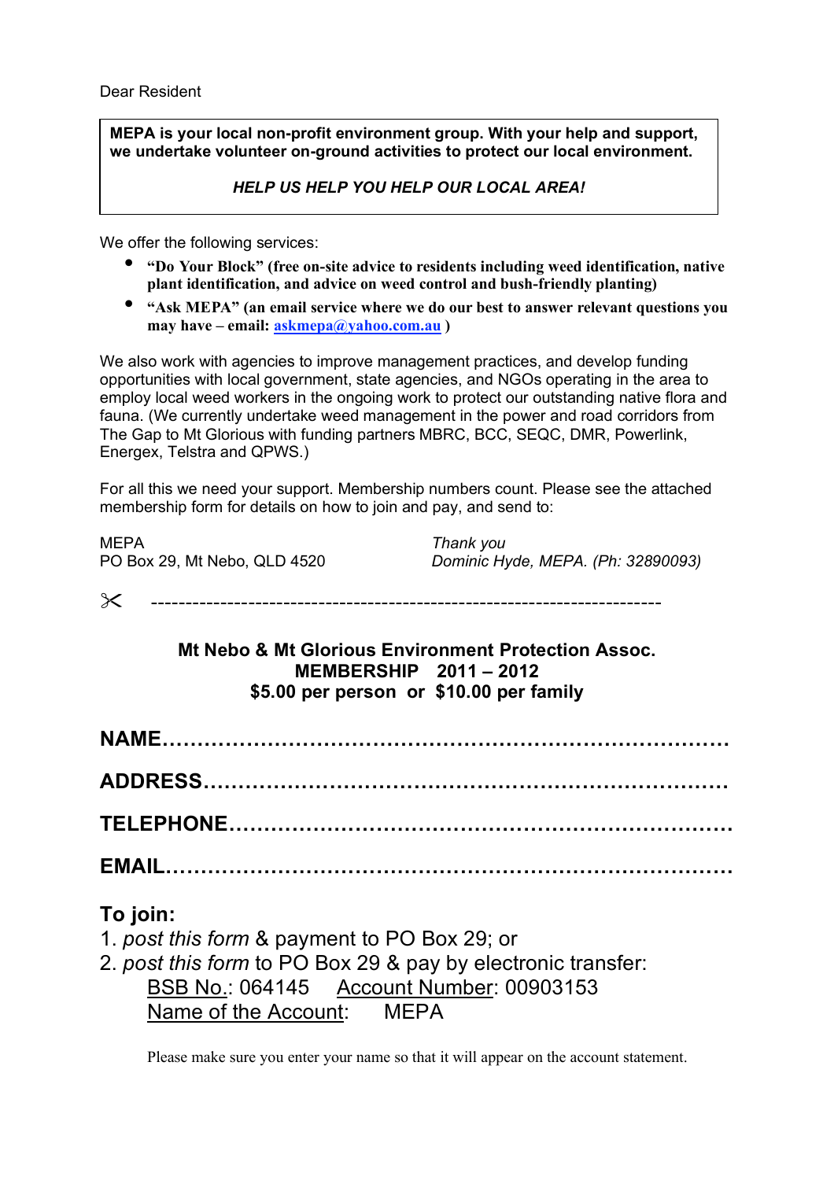Dear Resident

**MEPA is your local non-profit environment group. With your help and support, we undertake volunteer on-ground activities to protect our local environment.**

***HELP US HELP YOU HELP OUR LOCAL AREA!***

We offer the following services:

- **"Do Your Block" (free on-site advice to residents including weed identification, native plant identification, and advice on weed control and bush-friendly planting)**
- **"Ask MEPA" (an email service where we do our best to answer relevant questions you may have – email: askmepa@yahoo.com.au )**

We also work with agencies to improve management practices, and develop funding opportunities with local government, state agencies, and NGOs operating in the area to employ local weed workers in the ongoing work to protect our outstanding native flora and fauna. (We currently undertake weed management in the power and road corridors from The Gap to Mt Glorious with funding partners MBRC, BCC, SEQC, DMR, Powerlink, Energex, Telstra and QPWS.)

For all this we need your support. Membership numbers count. Please see the attached membership form for details on how to join and pay, and send to:

MEPA
PO Box 29, Mt Nebo, QLD 4520

*Thank you*
*Dominic Hyde, MEPA. (Ph: 32890093)*

✂ ------------------------------------------------------------------------

**Mt Nebo & Mt Glorious Environment Protection Assoc.**
**MEMBERSHIP 2011 – 2012**
**$5.00 per person or $10.00 per family**

**NAME**……………………………………………………………………

**ADDRESS**………………………………………………………………

**TELEPHONE**……………………………………………………………

**EMAIL**……………………………………………………………………

## To join:

1. *post this form* & payment to PO Box 29; or
2. *post this form* to PO Box 29 & pay by electronic transfer:
   BSB No.: 064145 Account Number: 00903153
   Name of the Account: MEPA

Please make sure you enter your name so that it will appear on the account statement.